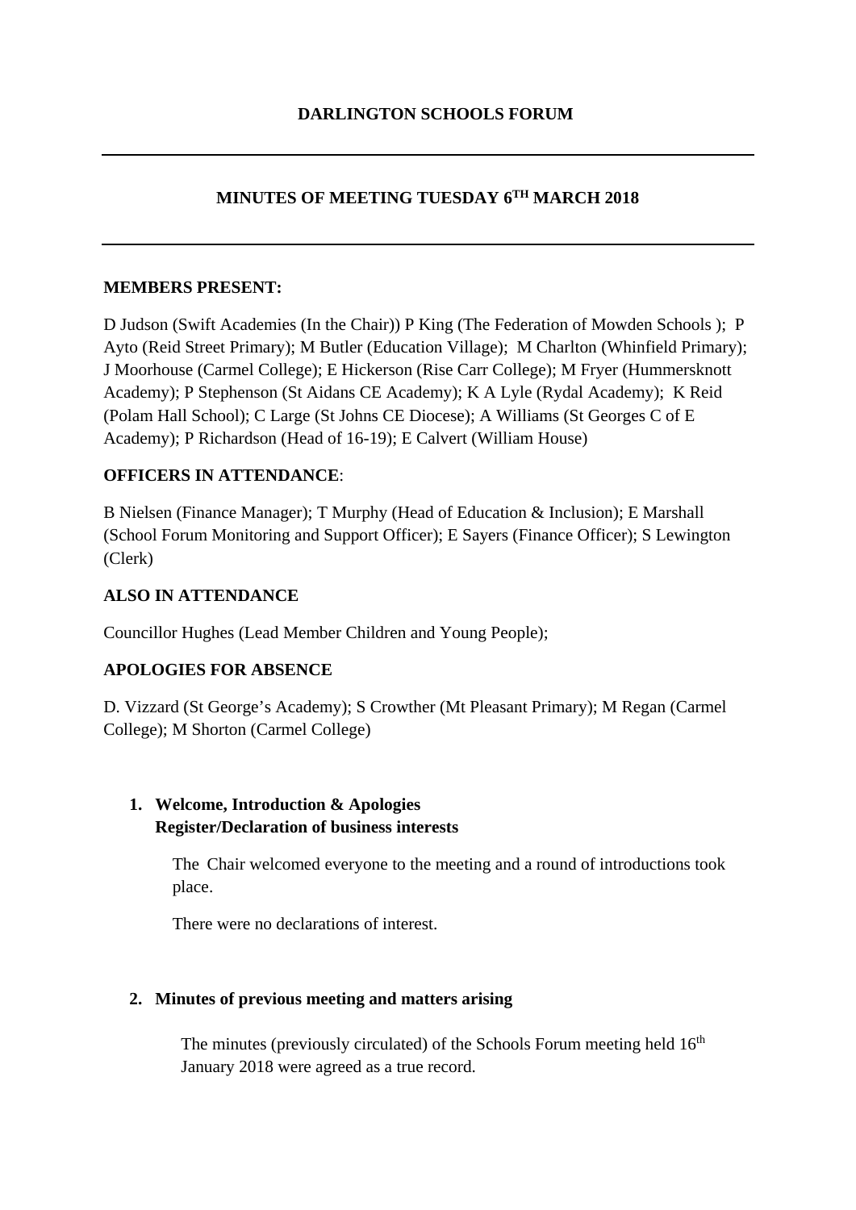# DARLINGTON SCHOOLS FORUM

## MINUTES OF MEETING TUESDAY 6TH MARCH 2018

**MEMBERS PRESENT:**

D Judson (Swift Academies (In the Chair)) P King (The Federation of Mowden Schools ); P Ayto (Reid Street Primary); M Butler (Education Village); M Charlton (Whinfield Primary); J Moorhouse (Carmel College); E Hickerson (Rise Carr College); M Fryer (Hummersknott Academy); P Stephenson (St Aidans CE Academy); K A Lyle (Rydal Academy); K Reid (Polam Hall School); C Large (St Johns CE Diocese); A Williams (St Georges C of E Academy); P Richardson (Head of 16-19); E Calvert (William House)

**OFFICERS IN ATTENDANCE**:

B Nielsen (Finance Manager); T Murphy (Head of Education & Inclusion); E Marshall (School Forum Monitoring and Support Officer); E Sayers (Finance Officer); S Lewington (Clerk)

**ALSO IN ATTENDANCE**

Councillor Hughes (Lead Member Children and Young People);

**APOLOGIES FOR ABSENCE**

D. Vizzard (St George's Academy); S Crowther (Mt Pleasant Primary); M Regan (Carmel College); M Shorton (Carmel College)

1. **Welcome, Introduction & Apologies**
   **Register/Declaration of business interests**

   The Chair welcomed everyone to the meeting and a round of introductions took place.

   There were no declarations of interest.

2. **Minutes of previous meeting and matters arising**

   The minutes (previously circulated) of the Schools Forum meeting held 16th January 2018 were agreed as a true record.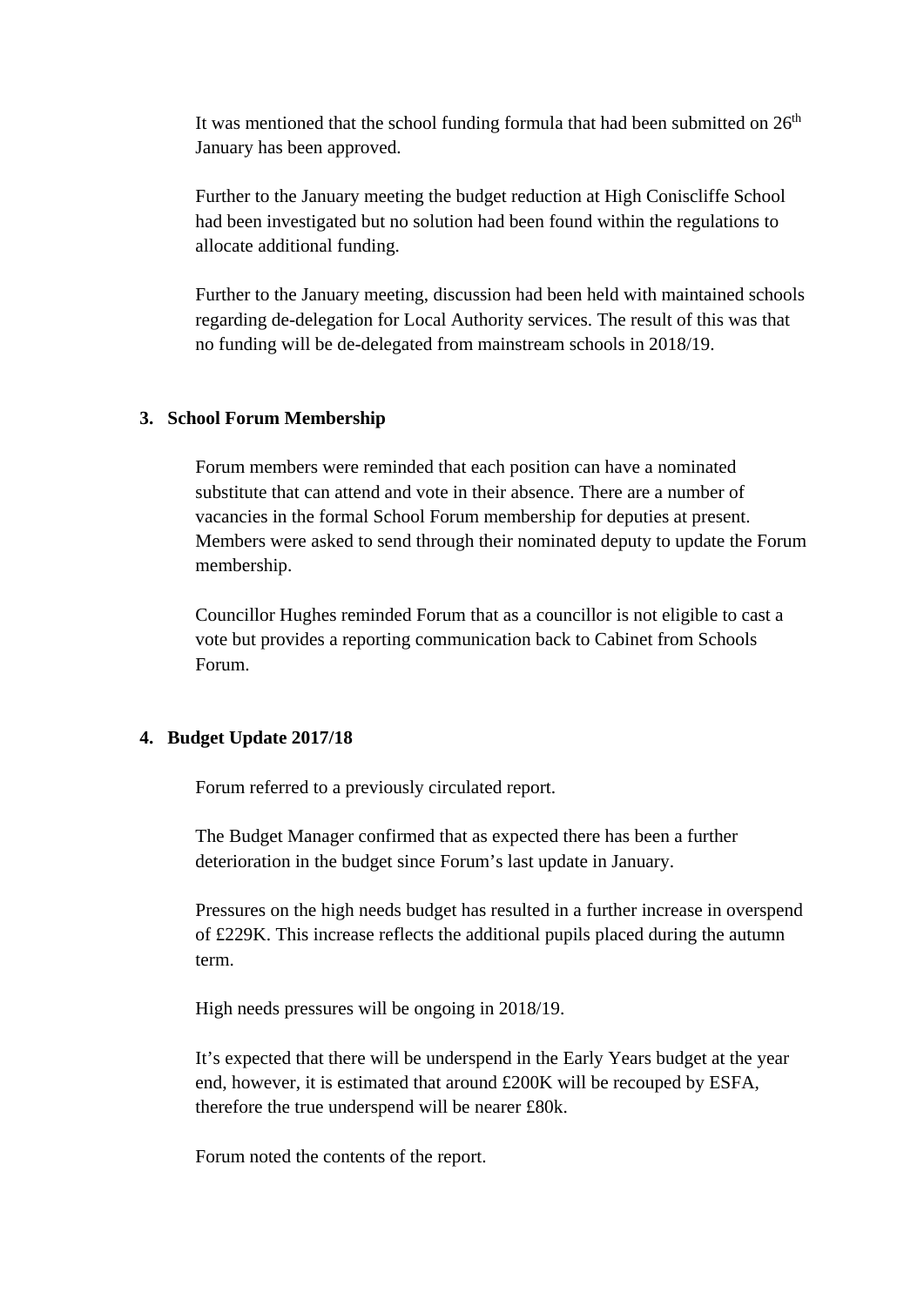It was mentioned that the school funding formula that had been submitted on 26th January has been approved.

Further to the January meeting the budget reduction at High Coniscliffe School had been investigated but no solution had been found within the regulations to allocate additional funding.

Further to the January meeting, discussion had been held with maintained schools regarding de-delegation for Local Authority services. The result of this was that no funding will be de-delegated from mainstream schools in 2018/19.

**3. School Forum Membership**

Forum members were reminded that each position can have a nominated substitute that can attend and vote in their absence. There are a number of vacancies in the formal School Forum membership for deputies at present. Members were asked to send through their nominated deputy to update the Forum membership.

Councillor Hughes reminded Forum that as a councillor is not eligible to cast a vote but provides a reporting communication back to Cabinet from Schools Forum.

**4. Budget Update 2017/18**

Forum referred to a previously circulated report.

The Budget Manager confirmed that as expected there has been a further deterioration in the budget since Forum's last update in January.

Pressures on the high needs budget has resulted in a further increase in overspend of £229K. This increase reflects the additional pupils placed during the autumn term.

High needs pressures will be ongoing in 2018/19.

It's expected that there will be underspend in the Early Years budget at the year end, however, it is estimated that around £200K will be recouped by ESFA, therefore the true underspend will be nearer £80k.

Forum noted the contents of the report.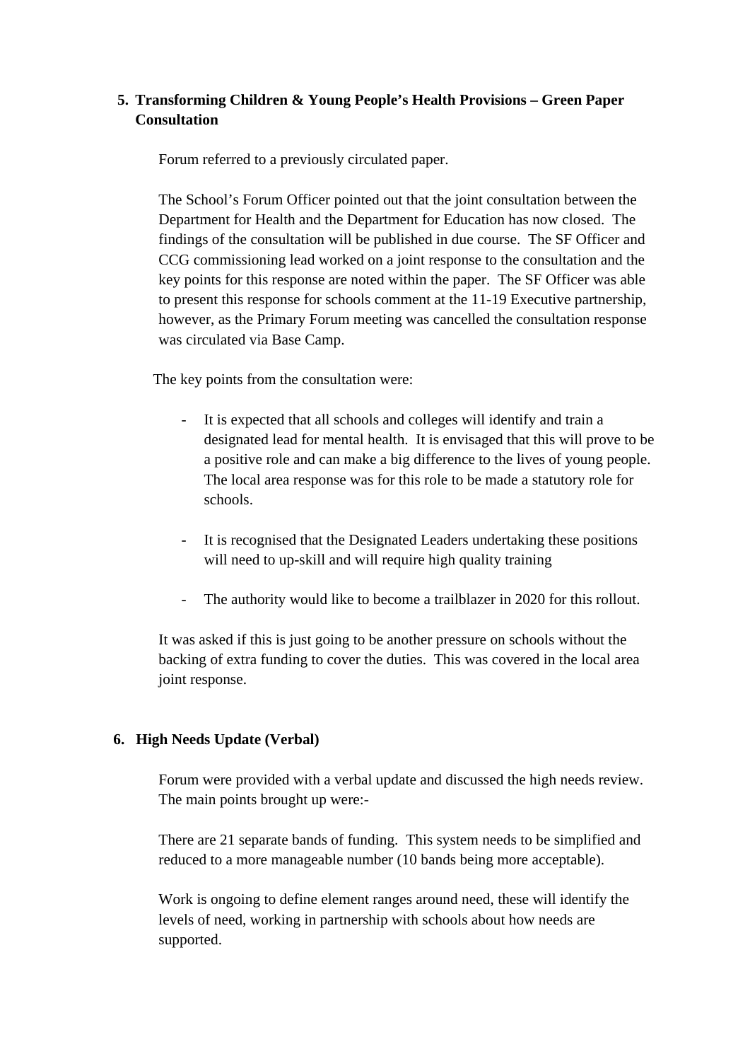## 5. Transforming Children & Young People's Health Provisions – Green Paper Consultation

Forum referred to a previously circulated paper.

The School's Forum Officer pointed out that the joint consultation between the Department for Health and the Department for Education has now closed. The findings of the consultation will be published in due course. The SF Officer and CCG commissioning lead worked on a joint response to the consultation and the key points for this response are noted within the paper. The SF Officer was able to present this response for schools comment at the 11-19 Executive partnership, however, as the Primary Forum meeting was cancelled the consultation response was circulated via Base Camp.

The key points from the consultation were:

- It is expected that all schools and colleges will identify and train a designated lead for mental health. It is envisaged that this will prove to be a positive role and can make a big difference to the lives of young people. The local area response was for this role to be made a statutory role for schools.

- It is recognised that the Designated Leaders undertaking these positions will need to up-skill and will require high quality training

- The authority would like to become a trailblazer in 2020 for this rollout.

It was asked if this is just going to be another pressure on schools without the backing of extra funding to cover the duties. This was covered in the local area joint response.

## 6. High Needs Update (Verbal)

Forum were provided with a verbal update and discussed the high needs review. The main points brought up were:-

There are 21 separate bands of funding. This system needs to be simplified and reduced to a more manageable number (10 bands being more acceptable).

Work is ongoing to define element ranges around need, these will identify the levels of need, working in partnership with schools about how needs are supported.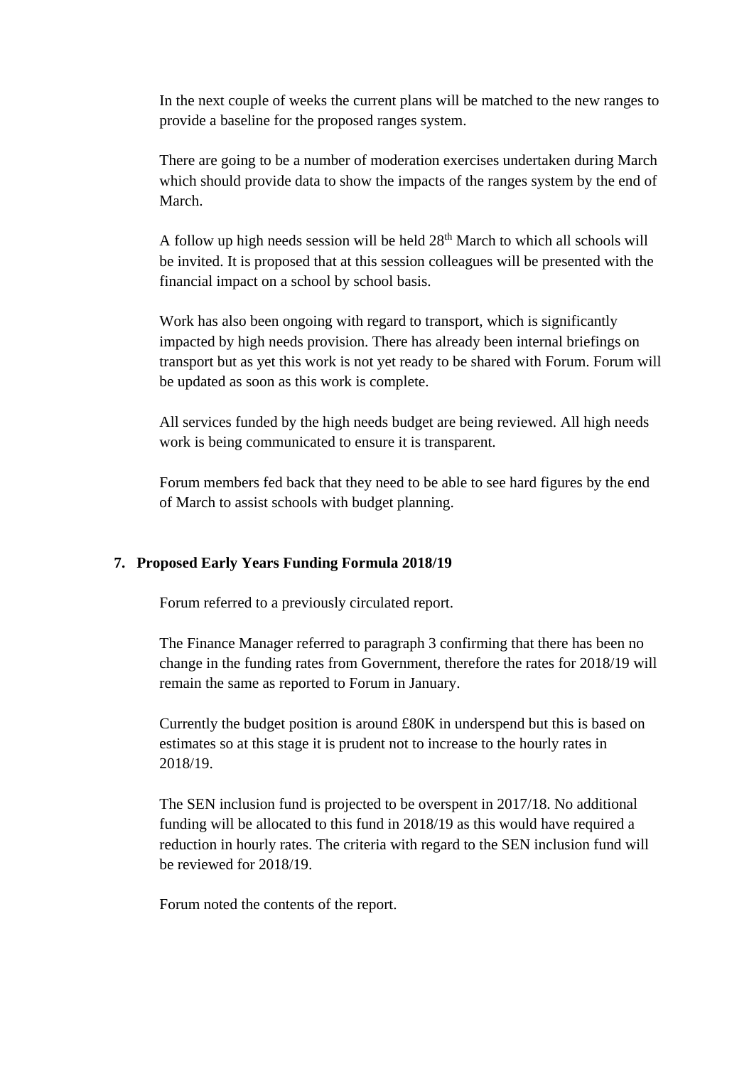In the next couple of weeks the current plans will be matched to the new ranges to provide a baseline for the proposed ranges system.

There are going to be a number of moderation exercises undertaken during March which should provide data to show the impacts of the ranges system by the end of March.

A follow up high needs session will be held 28th March to which all schools will be invited. It is proposed that at this session colleagues will be presented with the financial impact on a school by school basis.

Work has also been ongoing with regard to transport, which is significantly impacted by high needs provision. There has already been internal briefings on transport but as yet this work is not yet ready to be shared with Forum. Forum will be updated as soon as this work is complete.

All services funded by the high needs budget are being reviewed. All high needs work is being communicated to ensure it is transparent.

Forum members fed back that they need to be able to see hard figures by the end of March to assist schools with budget planning.

## 7. Proposed Early Years Funding Formula 2018/19

Forum referred to a previously circulated report.

The Finance Manager referred to paragraph 3 confirming that there has been no change in the funding rates from Government, therefore the rates for 2018/19 will remain the same as reported to Forum in January.

Currently the budget position is around £80K in underspend but this is based on estimates so at this stage it is prudent not to increase to the hourly rates in 2018/19.

The SEN inclusion fund is projected to be overspent in 2017/18. No additional funding will be allocated to this fund in 2018/19 as this would have required a reduction in hourly rates. The criteria with regard to the SEN inclusion fund will be reviewed for 2018/19.

Forum noted the contents of the report.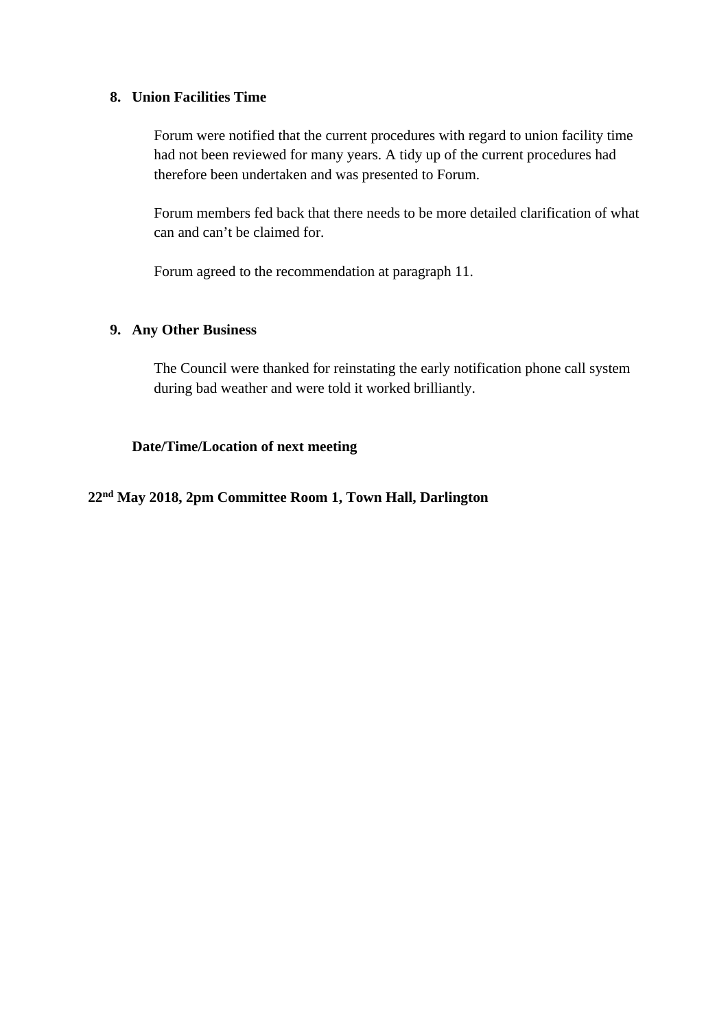8. **Union Facilities Time**

   Forum were notified that the current procedures with regard to union facility time had not been reviewed for many years. A tidy up of the current procedures had therefore been undertaken and was presented to Forum.

   Forum members fed back that there needs to be more detailed clarification of what can and can't be claimed for.

   Forum agreed to the recommendation at paragraph 11.

9. **Any Other Business**

   The Council were thanked for reinstating the early notification phone call system during bad weather and were told it worked brilliantly.

**Date/Time/Location of next meeting**

**22nd May 2018, 2pm Committee Room 1, Town Hall, Darlington**